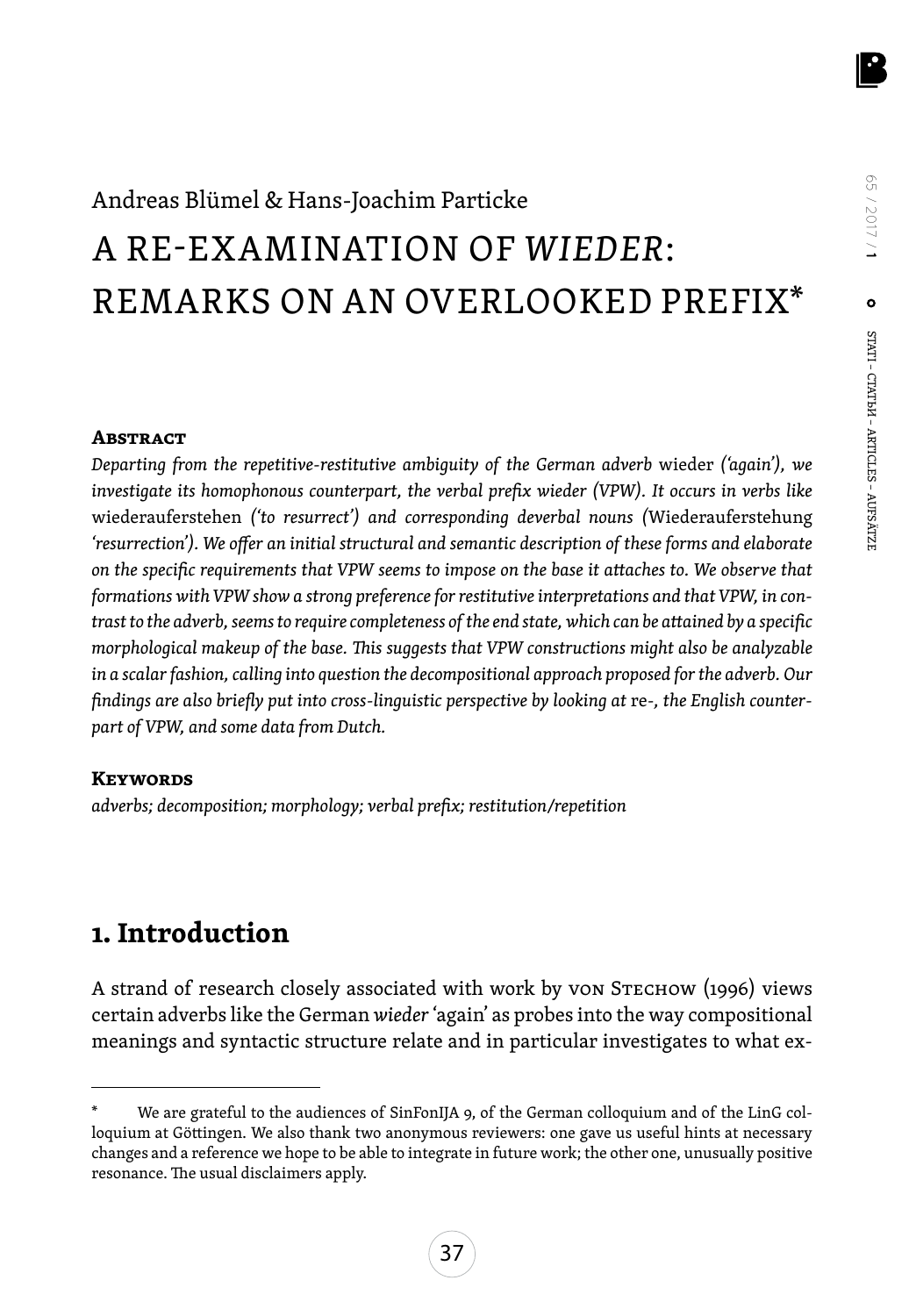Andreas Blümel & Hans-Joachim Particke

# A RE-EXAMINATION OF *WIEDER*: REMARKS ON AN OVERLOOKED PREFIX*

**Abstract**

*Departing from the repetitive-restitutive ambiguity of the German adverb* wieder *('again'), we investigate its homophonous counterpart, the verbal prefix wieder (VPW). It occurs in verbs like* wiederauferstehen *('to resurrect') and corresponding deverbal nouns (*Wiederauferstehung *'resurrection'). We offer an initial structural and semantic description of these forms and elaborate on the specific requirements that VPW seems to impose on the base it attaches to. We observe that formations with VPW show a strong preference for restitutive interpretations and that VPW, in contrast to the adverb, seems to require completeness of the end state, which can be attained by a specific morphological makeup of the base. This suggests that VPW constructions might also be analyzable in a scalar fashion, calling into question the decompositional approach proposed for the adverb. Our findings are also briefly put into cross-linguistic perspective by looking at* re-*, the English counterpart of VPW, and some data from Dutch.*

**Keywords**

*adverbs; decomposition; morphology; verbal prefix; restitution/repetition*

## 1. Introduction

A strand of research closely associated with work by von Stechow (1996) views certain adverbs like the German *wieder* 'again' as probes into the way compositional meanings and syntactic structure relate and in particular investigates to what ex-

---

\* We are grateful to the audiences of SinFonIJA 9, of the German colloquium and of the LinG colloquium at Göttingen. We also thank two anonymous reviewers: one gave us useful hints at necessary changes and a reference we hope to be able to integrate in future work; the other one, unusually positive resonance. The usual disclaimers apply.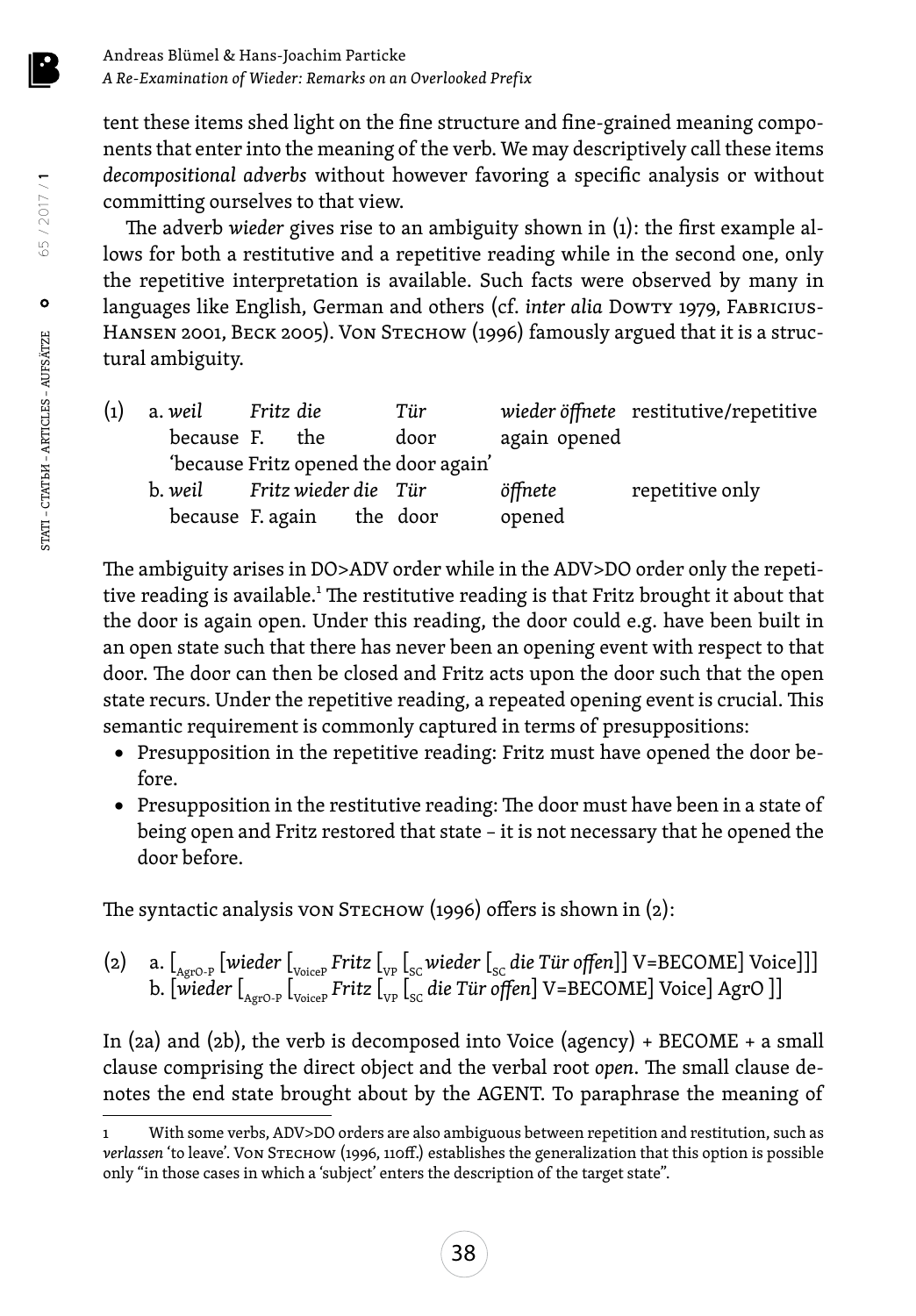tent these items shed light on the fine structure and fine-grained meaning components that enter into the meaning of the verb. We may descriptively call these items *decompositional adverbs* without however favoring a specific analysis or without committing ourselves to that view.

The adverb *wieder* gives rise to an ambiguity shown in (1): the first example allows for both a restitutive and a repetitive reading while in the second one, only the repetitive interpretation is available. Such facts were observed by many in languages like English, German and others (cf. *inter alia* Dowty 1979, Fabricius-Hansen 2001, Beck 2005). Von Stechow (1996) famously argued that it is a structural ambiguity.

(1) a. *weil Fritz die Tür wieder öffnete* restitutive/repetitive
  because F. the door again opened
  'because Fritz opened the door again'
 b. *weil Fritz wieder die Tür öffnete* repetitive only
  because F. again the door opened

The ambiguity arises in DO>ADV order while in the ADV>DO order only the repetitive reading is available.[1] The restitutive reading is that Fritz brought it about that the door is again open. Under this reading, the door could e.g. have been built in an open state such that there has never been an opening event with respect to that door. The door can then be closed and Fritz acts upon the door such that the open state recurs. Under the repetitive reading, a repeated opening event is crucial. This semantic requirement is commonly captured in terms of presuppositions:

- Presupposition in the repetitive reading: Fritz must have opened the door before.
- Presupposition in the restitutive reading: The door must have been in a state of being open and Fritz restored that state – it is not necessary that he opened the door before.

The syntactic analysis von Stechow (1996) offers is shown in (2):

(2) a. $[_{\text{AgrO-P}}$ [*wieder* $[_{\text{VoiceP}}$ *Fritz* $[_{\text{VP}}$ $[_{\text{SC}}$ *wieder* $[_{\text{SC}}$ *die Tür offen*]] V=BECOME] Voice]]]
 b. [*wieder* $[_{\text{AgrO-P}}$ $[_{\text{VoiceP}}$ *Fritz* $[_{\text{VP}}$ $[_{\text{SC}}$ *die Tür offen*] V=BECOME] Voice] AgrO ]]

In (2a) and (2b), the verb is decomposed into Voice (agency) + BECOME + a small clause comprising the direct object and the verbal root *open*. The small clause denotes the end state brought about by the AGENT. To paraphrase the meaning of

1 With some verbs, ADV>DO orders are also ambiguous between repetition and restitution, such as *verlassen* 'to leave'. Von Stechow (1996, 110ff.) establishes the generalization that this option is possible only "in those cases in which a 'subject' enters the description of the target state".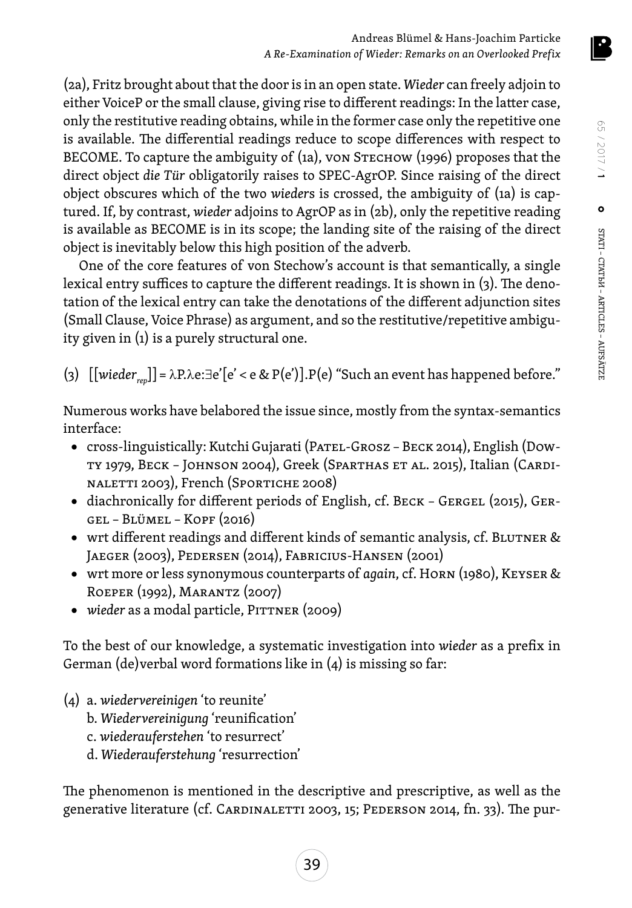(2a), Fritz brought about that the door is in an open state. *Wieder* can freely adjoin to either VoiceP or the small clause, giving rise to different readings: In the latter case, only the restitutive reading obtains, while in the former case only the repetitive one is available. The differential readings reduce to scope differences with respect to BECOME. To capture the ambiguity of (1a), von Stechow (1996) proposes that the direct object *die Tür* obligatorily raises to SPEC-AgrOP. Since raising of the direct object obscures which of the two *wieder*s is crossed, the ambiguity of (1a) is captured. If, by contrast, *wieder* adjoins to AgrOP as in (2b), only the repetitive reading is available as BECOME is in its scope; the landing site of the raising of the direct object is inevitably below this high position of the adverb.

One of the core features of von Stechow's account is that semantically, a single lexical entry suffices to capture the different readings. It is shown in (3). The denotation of the lexical entry can take the denotations of the different adjunction sites (Small Clause, Voice Phrase) as argument, and so the restitutive/repetitive ambiguity given in (1) is a purely structural one.

(3) $[[wieder_{rep}]] = \lambda P.\lambda e{:}\exists e'[e' < e \,\&\, P(e')].P(e)$ "Such an event has happened before."

Numerous works have belabored the issue since, mostly from the syntax-semantics interface:

- cross-linguistically: Kutchi Gujarati (Patel-Grosz – Beck 2014), English (Dowty 1979, Beck – Johnson 2004), Greek (Sparthas et al. 2015), Italian (Cardinaletti 2003), French (Sportiche 2008)
- diachronically for different periods of English, cf. Beck – Gergel (2015), Gergel – Blümel – Kopf (2016)
- wrt different readings and different kinds of semantic analysis, cf. Blutner & Jaeger (2003), Pedersen (2014), Fabricius-Hansen (2001)
- wrt more or less synonymous counterparts of *again*, cf. Horn (1980), Keyser & Roeper (1992), Marantz (2007)
- *wieder* as a modal particle, Pittner (2009)

To the best of our knowledge, a systematic investigation into *wieder* as a prefix in German (de)verbal word formations like in (4) is missing so far:

(4) a. *wiedervereinigen* 'to reunite'
b. *Wiedervereinigung* 'reunification'
c. *wiederauferstehen* 'to resurrect'
d. *Wiederauferstehung* 'resurrection'

The phenomenon is mentioned in the descriptive and prescriptive, as well as the generative literature (cf. Cardinaletti 2003, 15; Pederson 2014, fn. 33). The pur-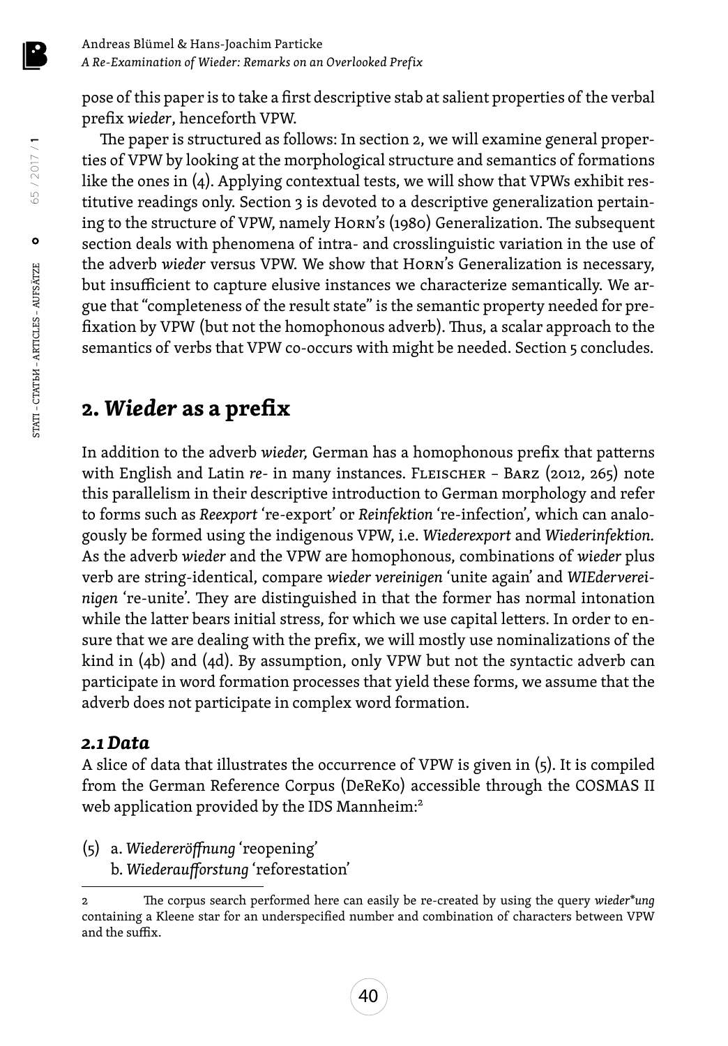pose of this paper is to take a first descriptive stab at salient properties of the verbal prefix *wieder*, henceforth VPW.

The paper is structured as follows: In section 2, we will examine general properties of VPW by looking at the morphological structure and semantics of formations like the ones in (4). Applying contextual tests, we will show that VPWs exhibit restitutive readings only. Section 3 is devoted to a descriptive generalization pertaining to the structure of VPW, namely Horn's (1980) Generalization. The subsequent section deals with phenomena of intra- and crosslinguistic variation in the use of the adverb *wieder* versus VPW. We show that Horn's Generalization is necessary, but insufficient to capture elusive instances we characterize semantically. We argue that "completeness of the result state" is the semantic property needed for prefixation by VPW (but not the homophonous adverb). Thus, a scalar approach to the semantics of verbs that VPW co-occurs with might be needed. Section 5 concludes.

## 2. *Wieder* as a prefix

In addition to the adverb *wieder,* German has a homophonous prefix that patterns with English and Latin *re-* in many instances. Fleischer – Barz (2012, 265) note this parallelism in their descriptive introduction to German morphology and refer to forms such as *Reexport* 're-export' or *Reinfektion* 're-infection'*,* which can analogously be formed using the indigenous VPW, i.e. *Wiederexport* and *Wiederinfektion.* As the adverb *wieder* and the VPW are homophonous, combinations of *wieder* plus verb are string-identical, compare *wieder vereinigen* 'unite again' and *WIEdervereinigen* 're-unite'. They are distinguished in that the former has normal intonation while the latter bears initial stress, for which we use capital letters. In order to ensure that we are dealing with the prefix, we will mostly use nominalizations of the kind in (4b) and (4d). By assumption, only VPW but not the syntactic adverb can participate in word formation processes that yield these forms, we assume that the adverb does not participate in complex word formation.

### *2.1 Data*

A slice of data that illustrates the occurrence of VPW is given in (5). It is compiled from the German Reference Corpus (DeReKo) accessible through the COSMAS II web application provided by the IDS Mannheim:[2]

(5) a. *Wiedereröffnung* 'reopening'
b. *Wiederaufforstung* 'reforestation'

---

2 The corpus search performed here can easily be re-created by using the query *wieder*ung* containing a Kleene star for an underspecified number and combination of characters between VPW and the suffix.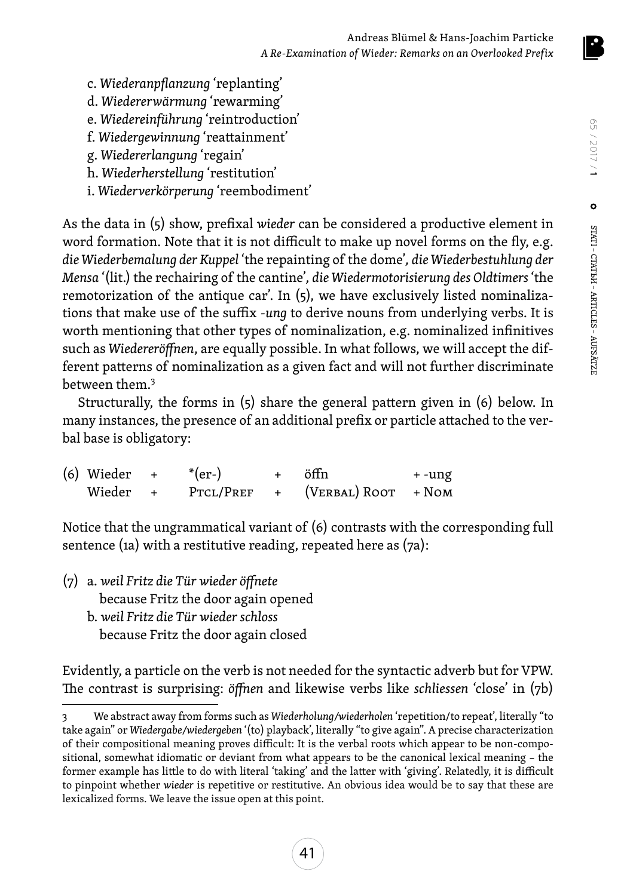c. *Wiederanpflanzung* 'replanting'
d. *Wiedererwärmung* 'rewarming'
e. *Wiedereinführung* 'reintroduction'
f. *Wiedergewinnung* 'reattainment'
g. *Wiedererlangung* 'regain'
h. *Wiederherstellung* 'restitution'
i. *Wiederverkörperung* 'reembodiment'

As the data in (5) show, prefixal *wieder* can be considered a productive element in word formation. Note that it is not difficult to make up novel forms on the fly, e.g. *die Wiederbemalung der Kuppel* 'the repainting of the dome', *die Wiederbestuhlung der Mensa* '(lit.) the rechairing of the cantine', *die Wiedermotorisierung des Oldtimers* 'the remotorization of the antique car'. In (5), we have exclusively listed nominalizations that make use of the suffix *-ung* to derive nouns from underlying verbs. It is worth mentioning that other types of nominalization, e.g. nominalized infinitives such as *Wiedereröffnen*, are equally possible. In what follows, we will accept the different patterns of nominalization as a given fact and will not further discriminate between them.[3]

Structurally, the forms in (5) share the general pattern given in (6) below. In many instances, the presence of an additional prefix or particle attached to the verbal base is obligatory:

(6) Wieder + \*(er-) + öffn + -ung
Wieder + PTCL/PREF + (VERBAL) ROOT + NOM

Notice that the ungrammatical variant of (6) contrasts with the corresponding full sentence (1a) with a restitutive reading, repeated here as (7a):

(7) a. *weil Fritz die Tür wieder öffnete*
because Fritz the door again opened
b. *weil Fritz die Tür wieder schloss*
because Fritz the door again closed

Evidently, a particle on the verb is not needed for the syntactic adverb but for VPW. The contrast is surprising: *öffnen* and likewise verbs like *schliessen* 'close' in (7b)

---

3 We abstract away from forms such as *Wiederholung/wiederholen* 'repetition/to repeat', literally "to take again" or *Wiedergabe/wiedergeben* '(to) playback', literally "to give again". A precise characterization of their compositional meaning proves difficult: It is the verbal roots which appear to be non-compositional, somewhat idiomatic or deviant from what appears to be the canonical lexical meaning – the former example has little to do with literal 'taking' and the latter with 'giving'. Relatedly, it is difficult to pinpoint whether *wieder* is repetitive or restitutive. An obvious idea would be to say that these are lexicalized forms. We leave the issue open at this point.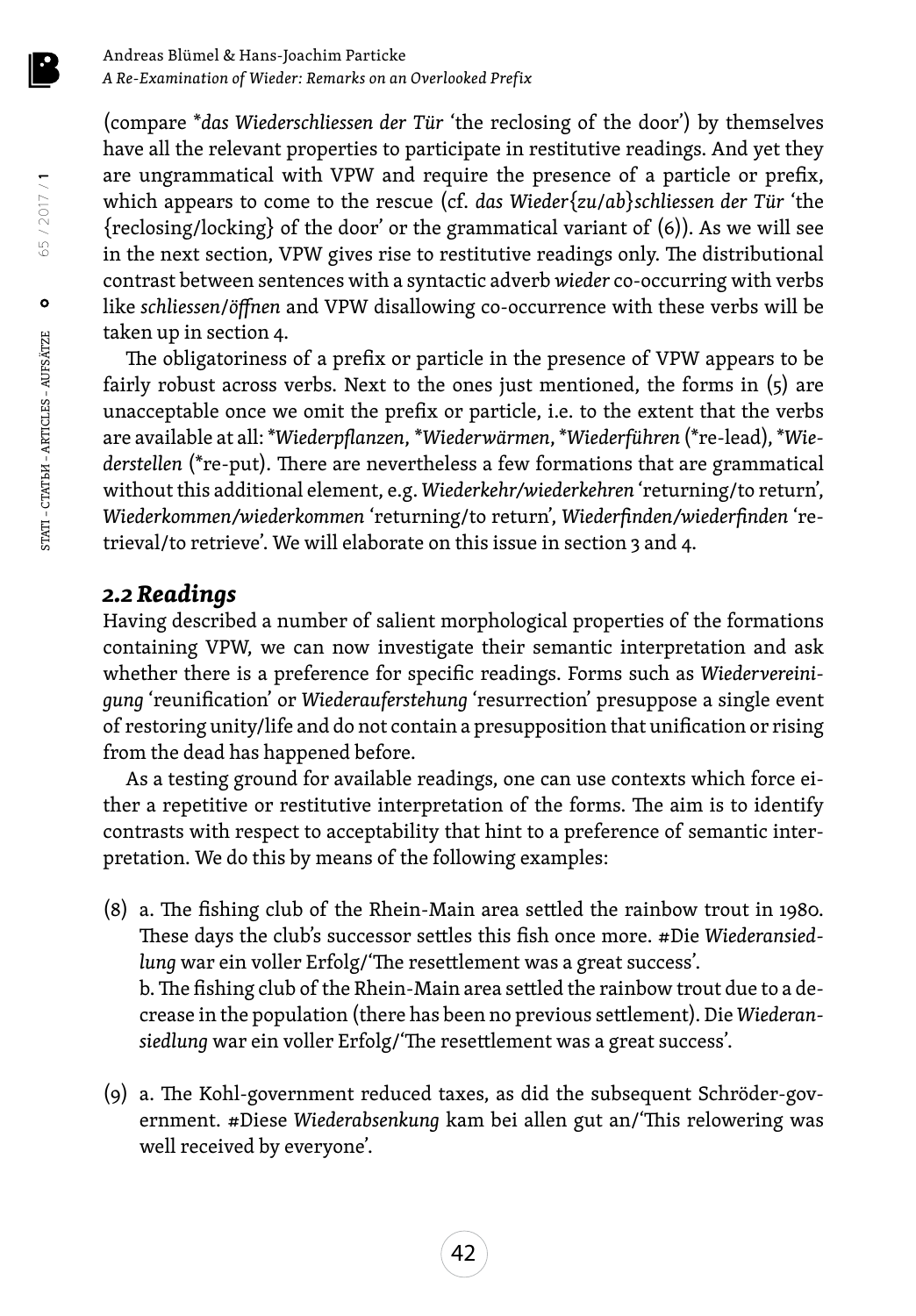(compare *\*das Wiederschliessen der Tür* 'the reclosing of the door') by themselves have all the relevant properties to participate in restitutive readings. And yet they are ungrammatical with VPW and require the presence of a particle or prefix, which appears to come to the rescue (cf. *das Wieder{zu/ab}schliessen der Tür* 'the {reclosing/locking} of the door' or the grammatical variant of (6)). As we will see in the next section, VPW gives rise to restitutive readings only. The distributional contrast between sentences with a syntactic adverb *wieder* co-occurring with verbs like *schliessen/öffnen* and VPW disallowing co-occurrence with these verbs will be taken up in section 4.

The obligatoriness of a prefix or particle in the presence of VPW appears to be fairly robust across verbs. Next to the ones just mentioned, the forms in (5) are unacceptable once we omit the prefix or particle, i.e. to the extent that the verbs are available at all: *\*Wiederpflanzen*, *\*Wiederwärmen*, *\*Wiederführen* (\*re-lead), *\*Wiederstellen* (\*re-put). There are nevertheless a few formations that are grammatical without this additional element, e.g. *Wiederkehr/wiederkehren* 'returning/to return', *Wiederkommen/wiederkommen* 'returning/to return', *Wiederfinden/wiederfinden* 'retrieval/to retrieve'. We will elaborate on this issue in section 3 and 4.

## *2.2 Readings*

Having described a number of salient morphological properties of the formations containing VPW, we can now investigate their semantic interpretation and ask whether there is a preference for specific readings. Forms such as *Wiedervereinigung* 'reunification' or *Wiederauferstehung* 'resurrection' presuppose a single event of restoring unity/life and do not contain a presupposition that unification or rising from the dead has happened before.

As a testing ground for available readings, one can use contexts which force either a repetitive or restitutive interpretation of the forms. The aim is to identify contrasts with respect to acceptability that hint to a preference of semantic interpretation. We do this by means of the following examples:

(8) a. The fishing club of the Rhein-Main area settled the rainbow trout in 1980. These days the club's successor settles this fish once more. #Die *Wiederansiedlung* war ein voller Erfolg/'The resettlement was a great success'.
b. The fishing club of the Rhein-Main area settled the rainbow trout due to a decrease in the population (there has been no previous settlement). Die *Wiederansiedlung* war ein voller Erfolg/'The resettlement was a great success'.

(9) a. The Kohl-government reduced taxes, as did the subsequent Schröder-government. #Diese *Wiederabsenkung* kam bei allen gut an/'This relowering was well received by everyone'.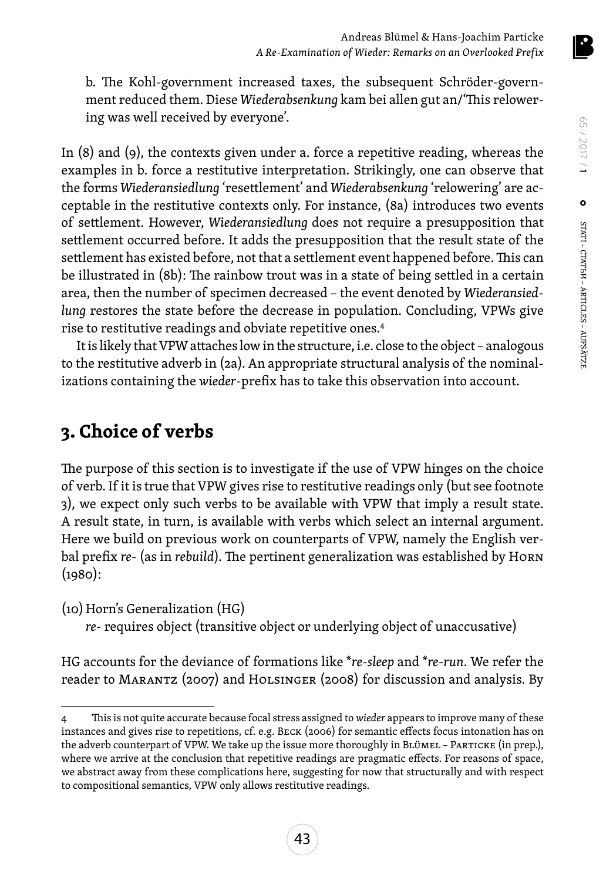b. The Kohl-government increased taxes, the subsequent Schröder-government reduced them. Diese *Wiederabsenkung* kam bei allen gut an/'This relowering was well received by everyone'.

In (8) and (9), the contexts given under a. force a repetitive reading, whereas the examples in b. force a restitutive interpretation. Strikingly, one can observe that the forms *Wiederansiedlung* 'resettlement' and *Wiederabsenkung* 'relowering' are acceptable in the restitutive contexts only. For instance, (8a) introduces two events of settlement. However, *Wiederansiedlung* does not require a presupposition that settlement occurred before. It adds the presupposition that the result state of the settlement has existed before, not that a settlement event happened before. This can be illustrated in (8b): The rainbow trout was in a state of being settled in a certain area, then the number of specimen decreased – the event denoted by *Wiederansiedlung* restores the state before the decrease in population. Concluding, VPWs give rise to restitutive readings and obviate repetitive ones.[4]

It is likely that VPW attaches low in the structure, i.e. close to the object – analogous to the restitutive adverb in (2a). An appropriate structural analysis of the nominalizations containing the *wieder*-prefix has to take this observation into account.

## 3. Choice of verbs

The purpose of this section is to investigate if the use of VPW hinges on the choice of verb. If it is true that VPW gives rise to restitutive readings only (but see footnote 3), we expect only such verbs to be available with VPW that imply a result state. A result state, in turn, is available with verbs which select an internal argument. Here we build on previous work on counterparts of VPW, namely the English verbal prefix *re-* (as in *rebuild*). The pertinent generalization was established by Horn (1980):

(10) Horn's Generalization (HG)
*re-* requires object (transitive object or underlying object of unaccusative)

HG accounts for the deviance of formations like *\*re-sleep* and *\*re-run*. We refer the reader to Marantz (2007) and Holsinger (2008) for discussion and analysis. By

---

4 This is not quite accurate because focal stress assigned to *wieder* appears to improve many of these instances and gives rise to repetitions, cf. e.g. Beck (2006) for semantic effects focus intonation has on the adverb counterpart of VPW. We take up the issue more thoroughly in Blümel – Particke (in prep.), where we arrive at the conclusion that repetitive readings are pragmatic effects. For reasons of space, we abstract away from these complications here, suggesting for now that structurally and with respect to compositional semantics, VPW only allows restitutive readings.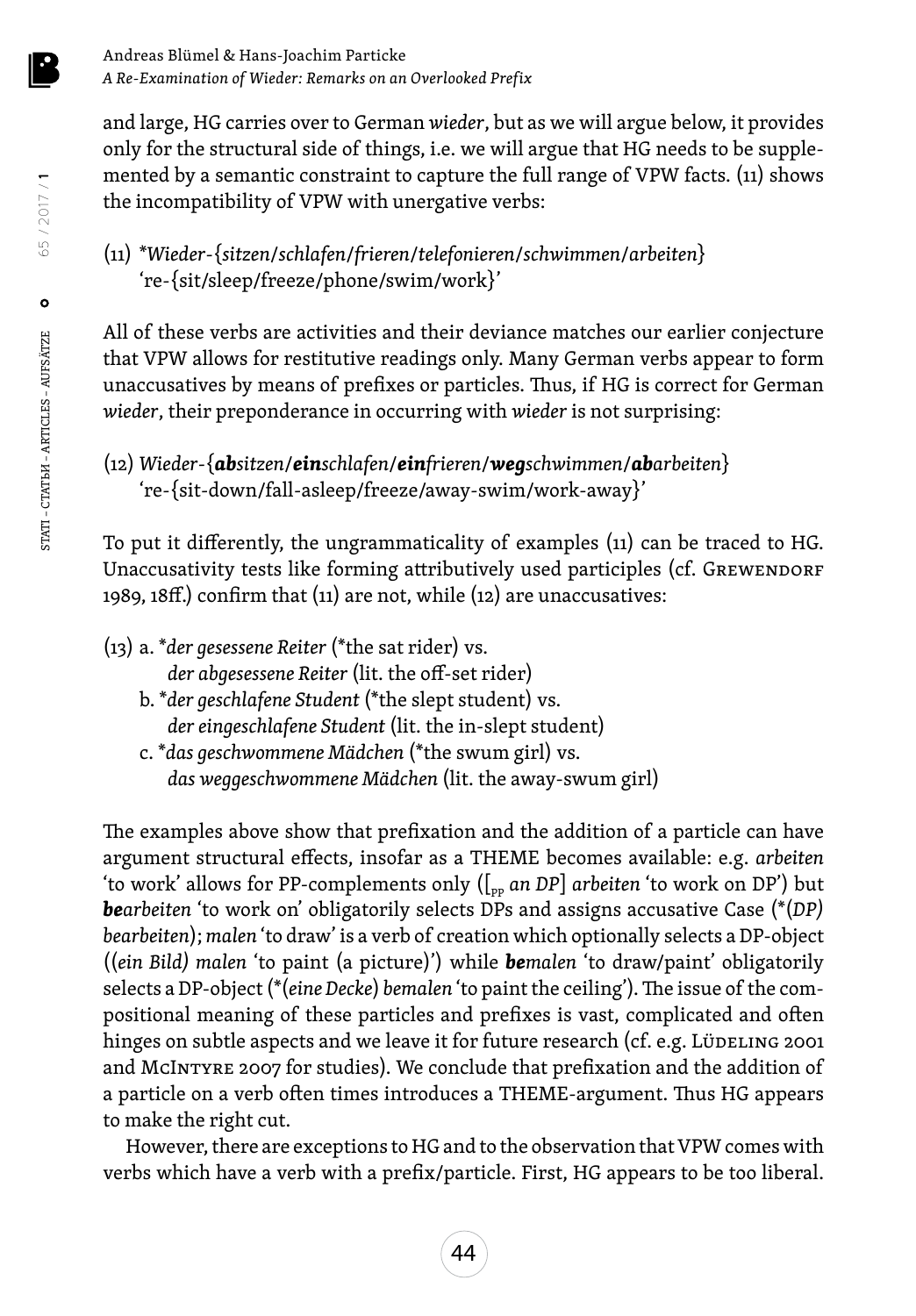and large, HG carries over to German *wieder*, but as we will argue below, it provides only for the structural side of things, i.e. we will argue that HG needs to be supplemented by a semantic constraint to capture the full range of VPW facts. (11) shows the incompatibility of VPW with unergative verbs:

(11) *\*Wieder-{sitzen/schlafen/frieren/telefonieren/schwimmen/arbeiten}*
 're-{sit/sleep/freeze/phone/swim/work}'

All of these verbs are activities and their deviance matches our earlier conjecture that VPW allows for restitutive readings only. Many German verbs appear to form unaccusatives by means of prefixes or particles. Thus, if HG is correct for German *wieder*, their preponderance in occurring with *wieder* is not surprising:

(12) *Wieder-{**ab**sitzen/**ein**schlafen/**ein**frieren/**weg**schwimmen/**ab**arbeiten}*
 're-{sit-down/fall-asleep/freeze/away-swim/work-away}'

To put it differently, the ungrammaticality of examples (11) can be traced to HG. Unaccusativity tests like forming attributively used participles (cf. GREWENDORF 1989, 18ff.) confirm that (11) are not, while (12) are unaccusatives:

(13) a. \**der gesessene Reiter* (\*the sat rider) vs.
 *der abgesessene Reiter* (lit. the off-set rider)
 b. \**der geschlafene Student* (\*the slept student) vs.
 *der eingeschlafene Student* (lit. the in-slept student)
 c. \**das geschwommene Mädchen* (\*the swum girl) vs.
 *das weggeschwommene Mädchen* (lit. the away-swum girl)

The examples above show that prefixation and the addition of a particle can have argument structural effects, insofar as a THEME becomes available: e.g. *arbeiten* 'to work' allows for PP-complements only ($[_{PP}$ *an DP*$]$ *arbeiten* 'to work on DP') but ***be**arbeiten* 'to work on' obligatorily selects DPs and assigns accusative Case (\*(*DP*) *bearbeiten*); *malen* 'to draw' is a verb of creation which optionally selects a DP-object ((*ein Bild) malen* 'to paint (a picture)') while ***be**malen* 'to draw/paint' obligatorily selects a DP-object (\*(*eine Decke*) *bemalen* 'to paint the ceiling'). The issue of the compositional meaning of these particles and prefixes is vast, complicated and often hinges on subtle aspects and we leave it for future research (cf. e.g. LÜDELING 2001 and MCINTYRE 2007 for studies). We conclude that prefixation and the addition of a particle on a verb often times introduces a THEME-argument. Thus HG appears to make the right cut.

However, there are exceptions to HG and to the observation that VPW comes with verbs which have a verb with a prefix/particle. First, HG appears to be too liberal.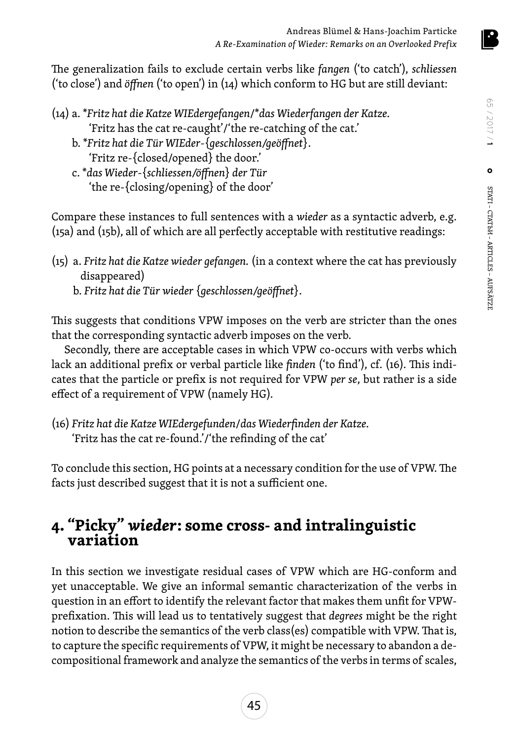The generalization fails to exclude certain verbs like *fangen* ('to catch'), *schliessen* ('to close') and *öffnen* ('to open') in (14) which conform to HG but are still deviant:

(14) a. *\*Fritz hat die Katze WIEdergefangen/\*das Wiederfangen der Katze.*
 'Fritz has the cat re-caught'/'the re-catching of the cat.'
 b. *\*Fritz hat die Tür WIEder-{geschlossen/geöffnet}.*
 'Fritz re-{closed/opened} the door.'
 c. *\*das Wieder-{schliessen/öffnen} der Tür*
 'the re-{closing/opening} of the door'

Compare these instances to full sentences with a *wieder* as a syntactic adverb, e.g. (15a) and (15b), all of which are all perfectly acceptable with restitutive readings:

(15) a. *Fritz hat die Katze wieder gefangen.* (in a context where the cat has previously disappeared)
 b. *Fritz hat die Tür wieder {geschlossen/geöffnet}.*

This suggests that conditions VPW imposes on the verb are stricter than the ones that the corresponding syntactic adverb imposes on the verb.

Secondly, there are acceptable cases in which VPW co-occurs with verbs which lack an additional prefix or verbal particle like *finden* ('to find'), cf. (16). This indicates that the particle or prefix is not required for VPW *per se*, but rather is a side effect of a requirement of VPW (namely HG).

(16) *Fritz hat die Katze WIEdergefunden/das Wiederfinden der Katze.*
 'Fritz has the cat re-found.'/'the refinding of the cat'

To conclude this section, HG points at a necessary condition for the use of VPW. The facts just described suggest that it is not a sufficient one.

## 4. "Picky" *wieder*: some cross- and intralinguistic variation

In this section we investigate residual cases of VPW which are HG-conform and yet unacceptable. We give an informal semantic characterization of the verbs in question in an effort to identify the relevant factor that makes them unfit for VPW-prefixation. This will lead us to tentatively suggest that *degrees* might be the right notion to describe the semantics of the verb class(es) compatible with VPW. That is, to capture the specific requirements of VPW, it might be necessary to abandon a decompositional framework and analyze the semantics of the verbs in terms of scales,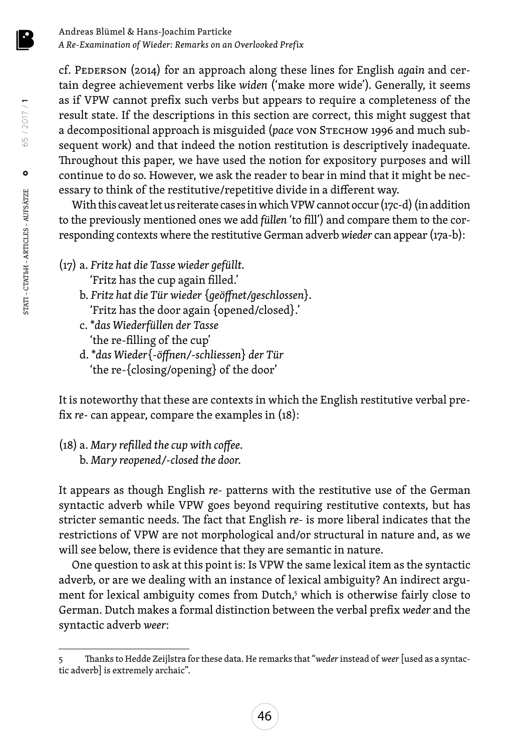cf. Pederson (2014) for an approach along these lines for English *again* and certain degree achievement verbs like *widen* ('make more wide'). Generally, it seems as if VPW cannot prefix such verbs but appears to require a completeness of the result state. If the descriptions in this section are correct, this might suggest that a decompositional approach is misguided (*pace* von Stechow 1996 and much subsequent work) and that indeed the notion restitution is descriptively inadequate. Throughout this paper, we have used the notion for expository purposes and will continue to do so. However, we ask the reader to bear in mind that it might be necessary to think of the restitutive/repetitive divide in a different way.

With this caveat let us reiterate cases in which VPW cannot occur (17c-d) (in addition to the previously mentioned ones we add *füllen* 'to fill') and compare them to the corresponding contexts where the restitutive German adverb *wieder* can appear (17a-b):

(17) a. *Fritz hat die Tasse wieder gefüllt.*
  'Fritz has the cup again filled.'
 b. *Fritz hat die Tür wieder {geöffnet/geschlossen}.*
  'Fritz has the door again {opened/closed}.'
 c. *\*das Wiederfüllen der Tasse*
  'the re-filling of the cup'
 d. *\*das Wieder{-öffnen/-schliessen} der Tür*
  'the re-{closing/opening} of the door'

It is noteworthy that these are contexts in which the English restitutive verbal prefix *re-* can appear, compare the examples in (18):

(18) a. *Mary refilled the cup with coffee.*
 b. *Mary reopened/-closed the door.*

It appears as though English *re-* patterns with the restitutive use of the German syntactic adverb while VPW goes beyond requiring restitutive contexts, but has stricter semantic needs. The fact that English *re-* is more liberal indicates that the restrictions of VPW are not morphological and/or structural in nature and, as we will see below, there is evidence that they are semantic in nature.

One question to ask at this point is: Is VPW the same lexical item as the syntactic adverb, or are we dealing with an instance of lexical ambiguity? An indirect argument for lexical ambiguity comes from Dutch,[5] which is otherwise fairly close to German. Dutch makes a formal distinction between the verbal prefix *weder* and the syntactic adverb *weer*:

---

5 Thanks to Hedde Zeijlstra for these data. He remarks that "*weder* instead of *weer* [used as a syntactic adverb] is extremely archaic".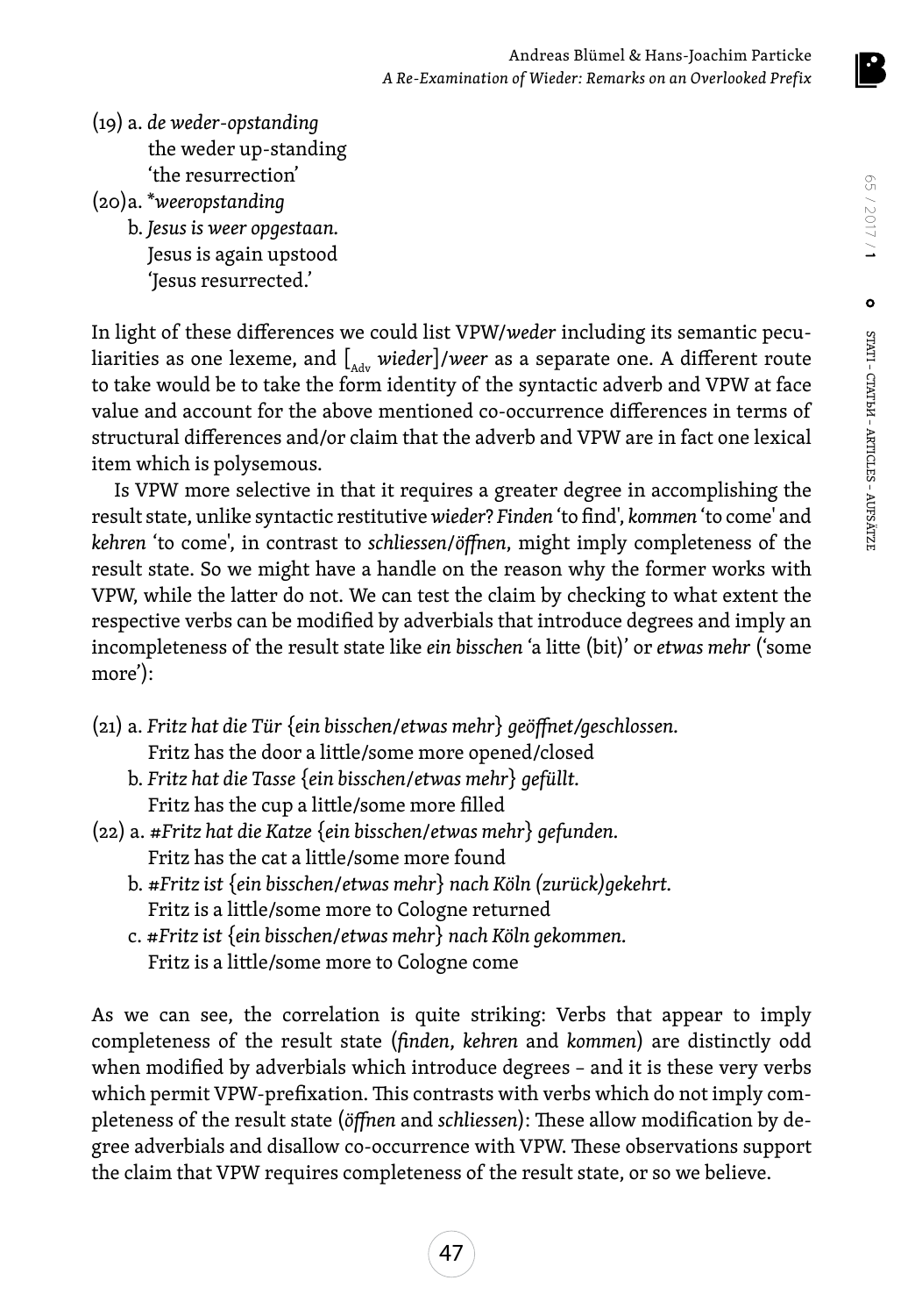(19) a. *de weder-opstanding*
   the weder up-standing
   'the resurrection'

(20) a. **weeropstanding*
   b. *Jesus is weer opgestaan.*
   Jesus is again upstood
   'Jesus resurrected.'

In light of these differences we could list VPW/*weder* including its semantic peculiarities as one lexeme, and $[_{\text{Adv}}$ *wieder*$]$/*weer* as a separate one. A different route to take would be to take the form identity of the syntactic adverb and VPW at face value and account for the above mentioned co-occurrence differences in terms of structural differences and/or claim that the adverb and VPW are in fact one lexical item which is polysemous.

Is VPW more selective in that it requires a greater degree in accomplishing the result state, unlike syntactic restitutive *wieder*? *Finden* 'to find', *kommen* 'to come' and *kehren* 'to come', in contrast to *schliessen*/*öffnen*, might imply completeness of the result state. So we might have a handle on the reason why the former works with VPW, while the latter do not. We can test the claim by checking to what extent the respective verbs can be modified by adverbials that introduce degrees and imply an incompleteness of the result state like *ein bisschen* 'a litte (bit)' or *etwas mehr* ('some more'):

(21) a. *Fritz hat die Tür {ein bisschen/etwas mehr} geöffnet/geschlossen.*
   Fritz has the door a little/some more opened/closed
   b. *Fritz hat die Tasse {ein bisschen/etwas mehr} gefüllt.*
   Fritz has the cup a little/some more filled

(22) a. *#Fritz hat die Katze {ein bisschen/etwas mehr} gefunden.*
   Fritz has the cat a little/some more found
   b. *#Fritz ist {ein bisschen/etwas mehr} nach Köln (zurück)gekehrt.*
   Fritz is a little/some more to Cologne returned
   c. *#Fritz ist {ein bisschen/etwas mehr} nach Köln gekommen.*
   Fritz is a little/some more to Cologne come

As we can see, the correlation is quite striking: Verbs that appear to imply completeness of the result state (*finden*, *kehren* and *kommen*) are distinctly odd when modified by adverbials which introduce degrees – and it is these very verbs which permit VPW-prefixation. This contrasts with verbs which do not imply completeness of the result state (*öffnen* and *schliessen*): These allow modification by degree adverbials and disallow co-occurrence with VPW. These observations support the claim that VPW requires completeness of the result state, or so we believe.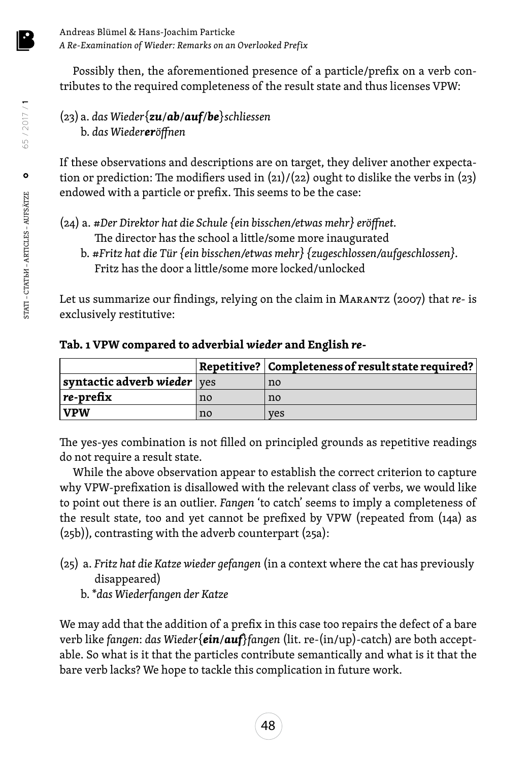Possibly then, the aforementioned presence of a particle/prefix on a verb contributes to the required completeness of the result state and thus licenses VPW:

(23) a. *das Wieder{**zu/ab/auf/be**}schliessen*
  b. *das Wieder**er**öffnen*

If these observations and descriptions are on target, they deliver another expectation or prediction: The modifiers used in (21)/(22) ought to dislike the verbs in (23) endowed with a particle or prefix. This seems to be the case:

(24) a. *#Der Direktor hat die Schule {ein bisschen/etwas mehr} eröffnet.*
  The director has the school a little/some more inaugurated
  b. *#Fritz hat die Tür {ein bisschen/etwas mehr} {zugeschlossen/aufgeschlossen}.*
  Fritz has the door a little/some more locked/unlocked

Let us summarize our findings, relying on the claim in Marantz (2007) that *re-* is exclusively restitutive:

**Tab. 1 VPW compared to adverbial *wieder* and English *re-***

| | **Repetitive?** | **Completeness of result state required?** |
|---|---|---|
| **syntactic adverb *wieder*** | yes | no |
| ***re*-prefix** | no | no |
| **VPW** | no | yes |

The yes-yes combination is not filled on principled grounds as repetitive readings do not require a result state.

While the above observation appear to establish the correct criterion to capture why VPW-prefixation is disallowed with the relevant class of verbs, we would like to point out there is an outlier. *Fangen* 'to catch' seems to imply a completeness of the result state, too and yet cannot be prefixed by VPW (repeated from (14a) as (25b)), contrasting with the adverb counterpart (25a):

(25) a. *Fritz hat die Katze wieder gefangen* (in a context where the cat has previously disappeared)
  b. *\*das Wiederfangen der Katze*

We may add that the addition of a prefix in this case too repairs the defect of a bare verb like *fangen*: *das Wieder{**ein/auf**}fangen* (lit. re-(in/up)-catch) are both acceptable. So what is it that the particles contribute semantically and what is it that the bare verb lacks? We hope to tackle this complication in future work.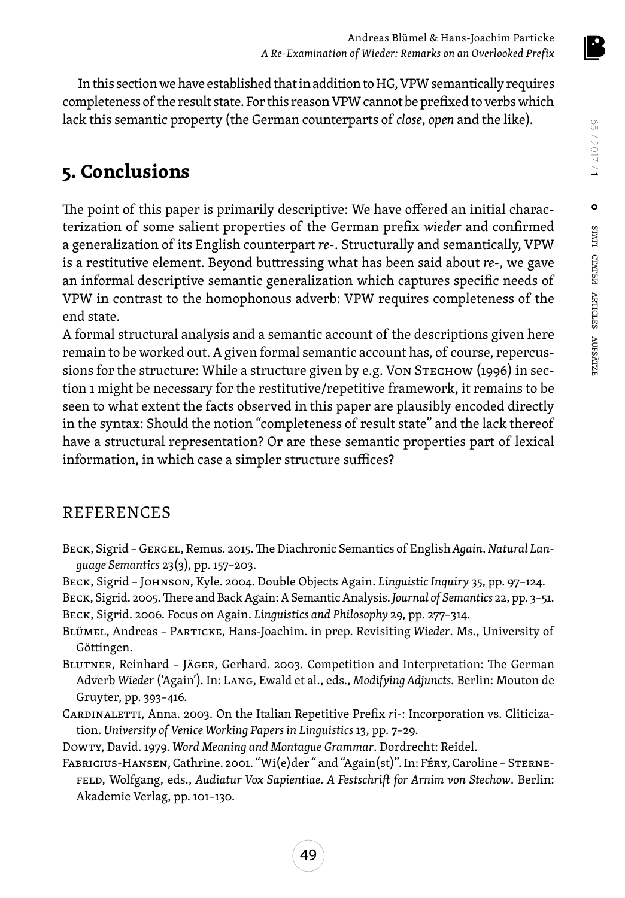In this section we have established that in addition to HG, VPW semantically requires completeness of the result state. For this reason VPW cannot be prefixed to verbs which lack this semantic property (the German counterparts of *close*, *open* and the like).

## 5. Conclusions

The point of this paper is primarily descriptive: We have offered an initial characterization of some salient properties of the German prefix *wieder* and confirmed a generalization of its English counterpart *re*-. Structurally and semantically, VPW is a restitutive element. Beyond buttressing what has been said about *re*-, we gave an informal descriptive semantic generalization which captures specific needs of VPW in contrast to the homophonous adverb: VPW requires completeness of the end state.

A formal structural analysis and a semantic account of the descriptions given here remain to be worked out. A given formal semantic account has, of course, repercussions for the structure: While a structure given by e.g. Von Stechow (1996) in section 1 might be necessary for the restitutive/repetitive framework, it remains to be seen to what extent the facts observed in this paper are plausibly encoded directly in the syntax: Should the notion "completeness of result state" and the lack thereof have a structural representation? Or are these semantic properties part of lexical information, in which case a simpler structure suffices?

## REFERENCES

Beck, Sigrid – Gergel, Remus. 2015. The Diachronic Semantics of English *Again*. *Natural Language Semantics* 23(3), pp. 157–203.

Beck, Sigrid – Johnson, Kyle. 2004. Double Objects Again. *Linguistic Inquiry* 35, pp. 97–124.

Beck, Sigrid. 2005. There and Back Again: A Semantic Analysis. *Journal of Semantics* 22, pp. 3–51.

Beck, Sigrid. 2006. Focus on Again. *Linguistics and Philosophy* 29, pp. 277–314.

Blümel, Andreas – Particke, Hans-Joachim. in prep. Revisiting *Wieder*. Ms., University of Göttingen.

Blutner, Reinhard – Jäger, Gerhard. 2003. Competition and Interpretation: The German Adverb *Wieder* ('Again'). In: Lang, Ewald et al., eds., *Modifying Adjuncts.* Berlin: Mouton de Gruyter, pp. 393–416.

Cardinaletti, Anna. 2003. On the Italian Repetitive Prefix *ri*-: Incorporation vs. Cliticization. *University of Venice Working Papers in Linguistics* 13, pp. 7–29.

Dowty, David. 1979. *Word Meaning and Montague Grammar*. Dordrecht: Reidel.

Fabricius-Hansen, Cathrine. 2001. "Wi(e)der " and "Again(st)". In: Féry, Caroline – Sternefeld, Wolfgang, eds., *Audiatur Vox Sapientiae. A Festschrift for Arnim von Stechow*. Berlin: Akademie Verlag, pp. 101–130.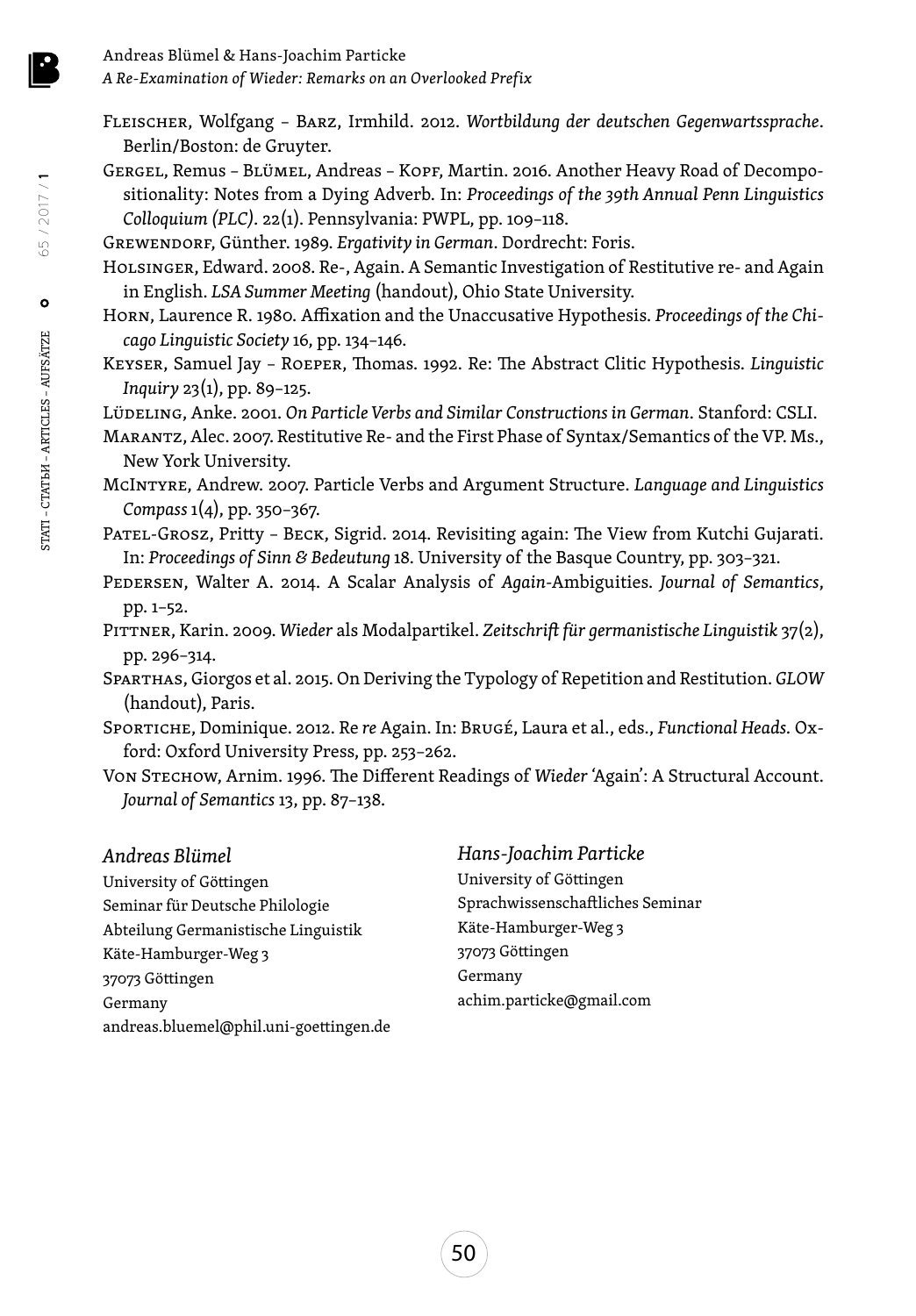Fleischer, Wolfgang – Barz, Irmhild. 2012. *Wortbildung der deutschen Gegenwartssprache*. Berlin/Boston: de Gruyter.

Gergel, Remus – Blümel, Andreas – Kopf, Martin. 2016. Another Heavy Road of Decompositionality: Notes from a Dying Adverb. In: *Proceedings of the 39th Annual Penn Linguistics Colloquium (PLC)*. 22(1). Pennsylvania: PWPL, pp. 109–118.

Grewendorf, Günther. 1989. *Ergativity in German*. Dordrecht: Foris.

Holsinger, Edward. 2008. Re-, Again. A Semantic Investigation of Restitutive re- and Again in English. *LSA Summer Meeting* (handout), Ohio State University.

Horn, Laurence R. 1980. Affixation and the Unaccusative Hypothesis. *Proceedings of the Chicago Linguistic Society* 16, pp. 134–146.

Keyser, Samuel Jay – Roeper, Thomas. 1992. Re: The Abstract Clitic Hypothesis. *Linguistic Inquiry* 23(1), pp. 89–125.

Lüdeling, Anke. 2001. *On Particle Verbs and Similar Constructions in German*. Stanford: CSLI.

Marantz, Alec. 2007. Restitutive Re- and the First Phase of Syntax/Semantics of the VP. Ms., New York University.

McIntyre, Andrew. 2007. Particle Verbs and Argument Structure. *Language and Linguistics Compass* 1(4), pp. 350–367.

Patel-Grosz, Pritty – Beck, Sigrid. 2014. Revisiting again: The View from Kutchi Gujarati. In: *Proceedings of Sinn & Bedeutung* 18. University of the Basque Country, pp. 303–321.

Pedersen, Walter A. 2014. A Scalar Analysis of *Again*-Ambiguities. *Journal of Semantics*, pp. 1–52.

Pittner, Karin. 2009. *Wieder* als Modalpartikel. *Zeitschrift für germanistische Linguistik* 37(2), pp. 296–314.

Sparthas, Giorgos et al. 2015. On Deriving the Typology of Repetition and Restitution. *GLOW* (handout), Paris.

Sportiche, Dominique. 2012. Re *re* Again. In: Brugé, Laura et al., eds., *Functional Heads*. Oxford: Oxford University Press, pp. 253–262.

Von Stechow, Arnim. 1996. The Different Readings of *Wieder* 'Again': A Structural Account. *Journal of Semantics* 13, pp. 87–138.

*Andreas Blümel*
University of Göttingen
Seminar für Deutsche Philologie
Abteilung Germanistische Linguistik
Käte-Hamburger-Weg 3
37073 Göttingen
Germany
andreas.bluemel@phil.uni-goettingen.de

*Hans-Joachim Particke*
University of Göttingen
Sprachwissenschaftliches Seminar
Käte-Hamburger-Weg 3
37073 Göttingen
Germany
achim.particke@gmail.com